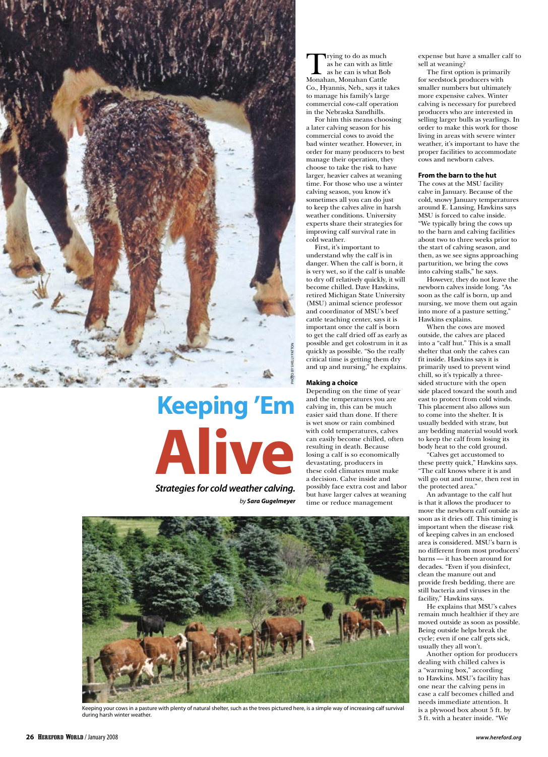# Keeping 'Em Alive

***Strategies for cold weather calving.***

*by* ***Sara Gugelmeyer***

PHOTO BY SHELLY PATTON

Trying to do as much as he can with as little as he can is what Bob Monahan, Monahan Cattle Co., Hyannis, Neb., says it takes to manage his family's large commercial cow-calf operation in the Nebraska Sandhills.

For him this means choosing a later calving season for his commercial cows to avoid the bad winter weather. However, in order for many producers to best manage their operation, they choose to take the risk to have larger, heavier calves at weaning time. For those who use a winter calving season, you know it's sometimes all you can do just to keep the calves alive in harsh weather conditions. University experts share their strategies for improving calf survival rate in cold weather.

First, it's important to understand why the calf is in danger. When the calf is born, it is very wet, so if the calf is unable to dry off relatively quickly, it will become chilled. Dave Hawkins, retired Michigan State University (MSU) animal science professor and coordinator of MSU's beef cattle teaching center, says it is important once the calf is born to get the calf dried off as early as possible and get colostrum in it as quickly as possible. "So the really critical time is getting them dry and up and nursing," he explains.

## Making a choice

Depending on the time of year and the temperatures you are calving in, this can be much easier said than done. If there is wet snow or rain combined with cold temperatures, calves can easily become chilled, often resulting in death. Because losing a calf is so economically devastating, producers in these cold climates must make a decision. Calve inside and possibly face extra cost and labor but have larger calves at weaning time or reduce management expense but have a smaller calf to sell at weaning?

The first option is primarily for seedstock producers with smaller numbers but ultimately more expensive calves. Winter calving is necessary for purebred producers who are interested in selling larger bulls as yearlings. In order to make this work for those living in areas with severe winter weather, it's important to have the proper facilities to accommodate cows and newborn calves.

## From the barn to the hut

The cows at the MSU facility calve in January. Because of the cold, snowy January temperatures around E. Lansing, Hawkins says MSU is forced to calve inside. "We typically bring the cows up to the barn and calving facilities about two to three weeks prior to the start of calving season, and then, as we see signs approaching parturition, we bring the cows into calving stalls," he says.

However, they do not leave the newborn calves inside long. "As soon as the calf is born, up and nursing, we move them out again into more of a pasture setting," Hawkins explains.

When the cows are moved outside, the calves are placed into a "calf hut." This is a small shelter that only the calves can fit inside. Hawkins says it is primarily used to prevent wind chill, so it's typically a three-sided structure with the open side placed toward the south and east to protect from cold winds. This placement also allows sun to come into the shelter. It is usually bedded with straw, but any bedding material would work to keep the calf from losing its body heat to the cold ground.

"Calves get accustomed to these pretty quick," Hawkins says. "The calf knows where it is and will go out and nurse, then rest in the protected area."

An advantage to the calf hut is that it allows the producer to move the newborn calf outside as soon as it dries off. This timing is important when the disease risk of keeping calves in an enclosed area is considered. MSU's barn is no different from most producers' barns — it has been around for decades. "Even if you disinfect, clean the manure out and provide fresh bedding, there are still bacteria and viruses in the facility," Hawkins says.

He explains that MSU's calves remain much healthier if they are moved outside as soon as possible. Being outside helps break the cycle; even if one calf gets sick, usually they all won't.

Another option for producers dealing with chilled calves is a "warming box," according to Hawkins. MSU's facility has one near the calving pens in case a calf becomes chilled and needs immediate attention. It is a plywood box about 5 ft. by 3 ft. with a heater inside. "We

Keeping your cows in a pasture with plenty of natural shelter, such as the trees pictured here, is a simple way of increasing calf survival during harsh winter weather.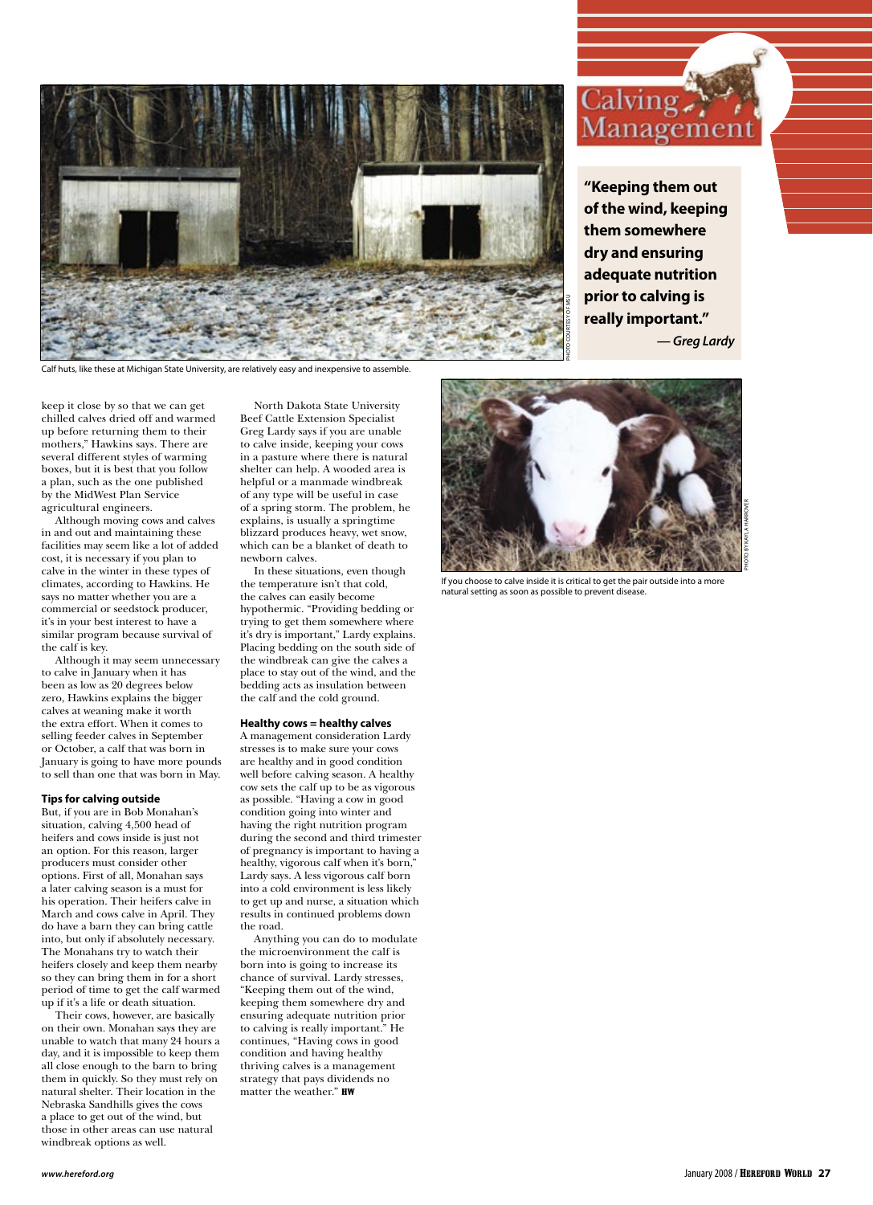Calf huts, like these at Michigan State University, are relatively easy and inexpensive to assemble.

## Calving Management

**"Keeping them out of the wind, keeping them somewhere dry and ensuring adequate nutrition prior to calving is really important."**
***— Greg Lardy***

keep it close by so that we can get chilled calves dried off and warmed up before returning them to their mothers," Hawkins says. There are several different styles of warming boxes, but it is best that you follow a plan, such as the one published by the MidWest Plan Service agricultural engineers.

Although moving cows and calves in and out and maintaining these facilities may seem like a lot of added cost, it is necessary if you plan to calve in the winter in these types of climates, according to Hawkins. He says no matter whether you are a commercial or seedstock producer, it's in your best interest to have a similar program because survival of the calf is key.

Although it may seem unnecessary to calve in January when it has been as low as 20 degrees below zero, Hawkins explains the bigger calves at weaning make it worth the extra effort. When it comes to selling feeder calves in September or October, a calf that was born in January is going to have more pounds to sell than one that was born in May.

### Tips for calving outside

But, if you are in Bob Monahan's situation, calving 4,500 head of heifers and cows inside is just not an option. For this reason, larger producers must consider other options. First of all, Monahan says a later calving season is a must for his operation. Their heifers calve in March and cows calve in April. They do have a barn they can bring cattle into, but only if absolutely necessary. The Monahans try to watch their heifers closely and keep them nearby so they can bring them in for a short period of time to get the calf warmed up if it's a life or death situation.

Their cows, however, are basically on their own. Monahan says they are unable to watch that many 24 hours a day, and it is impossible to keep them all close enough to the barn to bring them in quickly. So they must rely on natural shelter. Their location in the Nebraska Sandhills gives the cows a place to get out of the wind, but those in other areas can use natural windbreak options as well.

North Dakota State University Beef Cattle Extension Specialist Greg Lardy says if you are unable to calve inside, keeping your cows in a pasture where there is natural shelter can help. A wooded area is helpful or a manmade windbreak of any type will be useful in case of a spring storm. The problem, he explains, is usually a springtime blizzard produces heavy, wet snow, which can be a blanket of death to newborn calves.

In these situations, even though the temperature isn't that cold, the calves can easily become hypothermic. "Providing bedding or trying to get them somewhere where it's dry is important," Lardy explains. Placing bedding on the south side of the windbreak can give the calves a place to stay out of the wind, and the bedding acts as insulation between the calf and the cold ground.

### Healthy cows = healthy calves

A management consideration Lardy stresses is to make sure your cows are healthy and in good condition well before calving season. A healthy cow sets the calf up to be as vigorous as possible. "Having a cow in good condition going into winter and having the right nutrition program during the second and third trimester of pregnancy is important to having a healthy, vigorous calf when it's born," Lardy says. A less vigorous calf born into a cold environment is less likely to get up and nurse, a situation which results in continued problems down the road.

Anything you can do to modulate the microenvironment the calf is born into is going to increase its chance of survival. Lardy stresses, "Keeping them out of the wind, keeping them somewhere dry and ensuring adequate nutrition prior to calving is really important." He continues, "Having cows in good condition and having healthy thriving calves is a management strategy that pays dividends no matter the weather." **HW**

If you choose to calve inside it is critical to get the pair outside into a more natural setting as soon as possible to prevent disease.